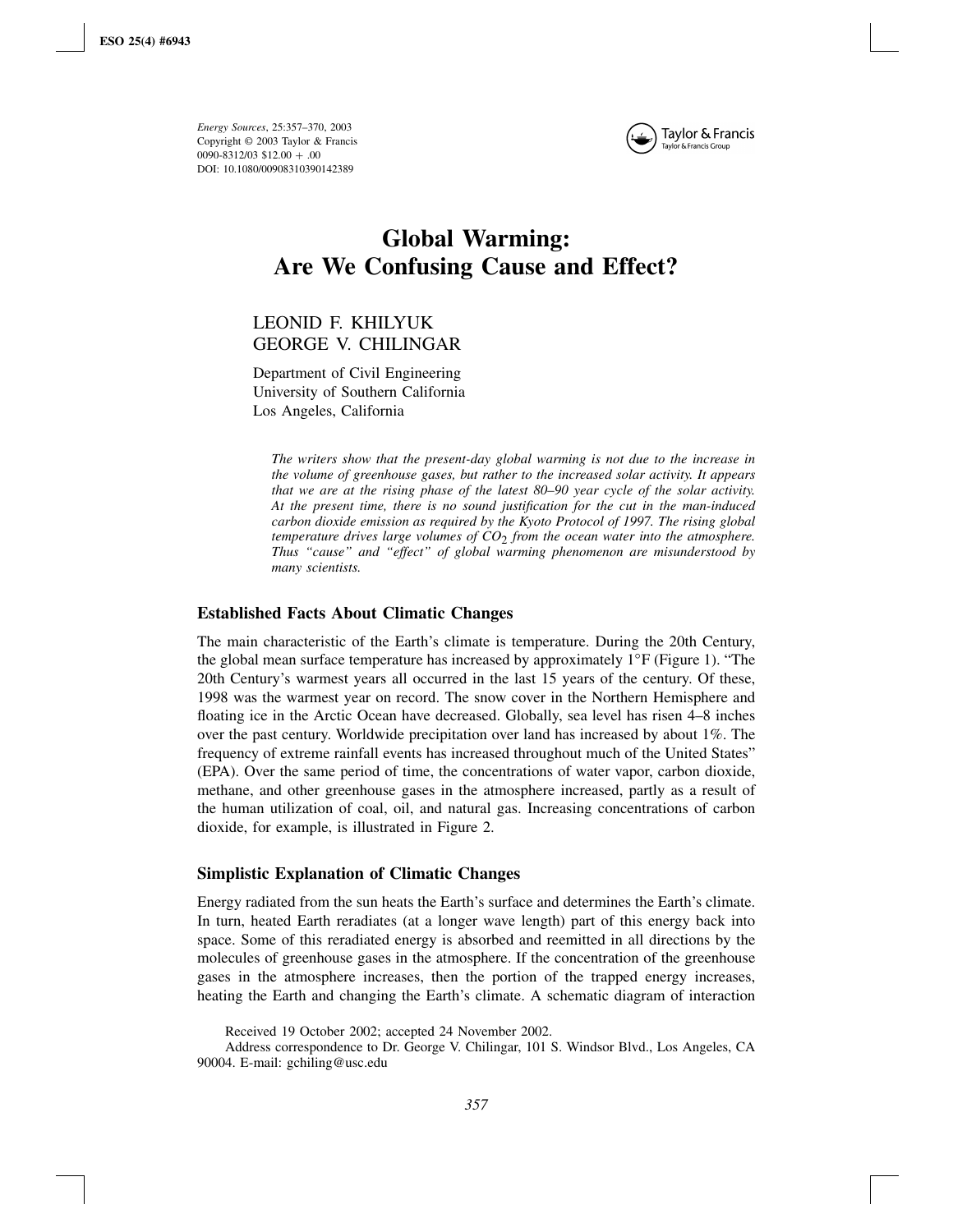Energy Sources, 25:357–370, 2003
Copyright © 2003 Taylor & Francis
0090-8312/03 $12.00 + .00
DOI: 10.1080/00908310390142389

# Global Warming: Are We Confusing Cause and Effect?

LEONID F. KHILYUK
GEORGE V. CHILINGAR

Department of Civil Engineering
University of Southern California
Los Angeles, California

*The writers show that the present-day global warming is not due to the increase in the volume of greenhouse gases, but rather to the increased solar activity. It appears that we are at the rising phase of the latest 80–90 year cycle of the solar activity. At the present time, there is no sound justification for the cut in the man-induced carbon dioxide emission as required by the Kyoto Protocol of 1997. The rising global temperature drives large volumes of $CO_2$ from the ocean water into the atmosphere. Thus "cause" and "effect" of global warming phenomenon are misunderstood by many scientists.*

## Established Facts About Climatic Changes

The main characteristic of the Earth's climate is temperature. During the 20th Century, the global mean surface temperature has increased by approximately 1°F (Figure 1). "The 20th Century's warmest years all occurred in the last 15 years of the century. Of these, 1998 was the warmest year on record. The snow cover in the Northern Hemisphere and floating ice in the Arctic Ocean have decreased. Globally, sea level has risen 4–8 inches over the past century. Worldwide precipitation over land has increased by about 1%. The frequency of extreme rainfall events has increased throughout much of the United States" (EPA). Over the same period of time, the concentrations of water vapor, carbon dioxide, methane, and other greenhouse gases in the atmosphere increased, partly as a result of the human utilization of coal, oil, and natural gas. Increasing concentrations of carbon dioxide, for example, is illustrated in Figure 2.

## Simplistic Explanation of Climatic Changes

Energy radiated from the sun heats the Earth's surface and determines the Earth's climate. In turn, heated Earth reradiates (at a longer wave length) part of this energy back into space. Some of this reradiated energy is absorbed and reemitted in all directions by the molecules of greenhouse gases in the atmosphere. If the concentration of the greenhouse gases in the atmosphere increases, then the portion of the trapped energy increases, heating the Earth and changing the Earth's climate. A schematic diagram of interaction

Received 19 October 2002; accepted 24 November 2002.

Address correspondence to Dr. George V. Chilingar, 101 S. Windsor Blvd., Los Angeles, CA 90004. E-mail: gchiling@usc.edu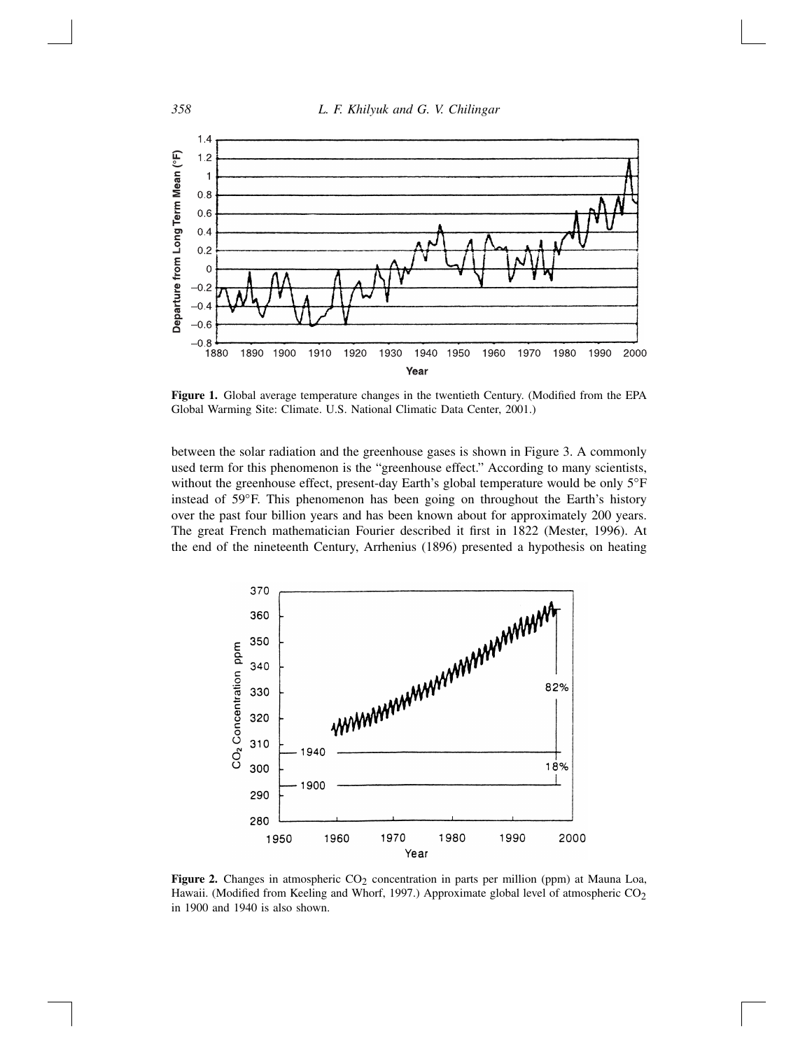Figure 1. Global average temperature changes in the twentieth Century. (Modified from the EPA Global Warming Site: Climate. U.S. National Climatic Data Center, 2001.)

between the solar radiation and the greenhouse gases is shown in Figure 3. A commonly used term for this phenomenon is the "greenhouse effect." According to many scientists, without the greenhouse effect, present-day Earth's global temperature would be only 5°F instead of 59°F. This phenomenon has been going on throughout the Earth's history over the past four billion years and has been known about for approximately 200 years. The great French mathematician Fourier described it first in 1822 (Mester, 1996). At the end of the nineteenth Century, Arrhenius (1896) presented a hypothesis on heating

**Figure 2.** Changes in atmospheric $CO_2$ concentration in parts per million (ppm) at Mauna Loa, Hawaii. (Modified from Keeling and Whorf, 1997.) Approximate global level of atmospheric $CO_2$ in 1900 and 1940 is also shown.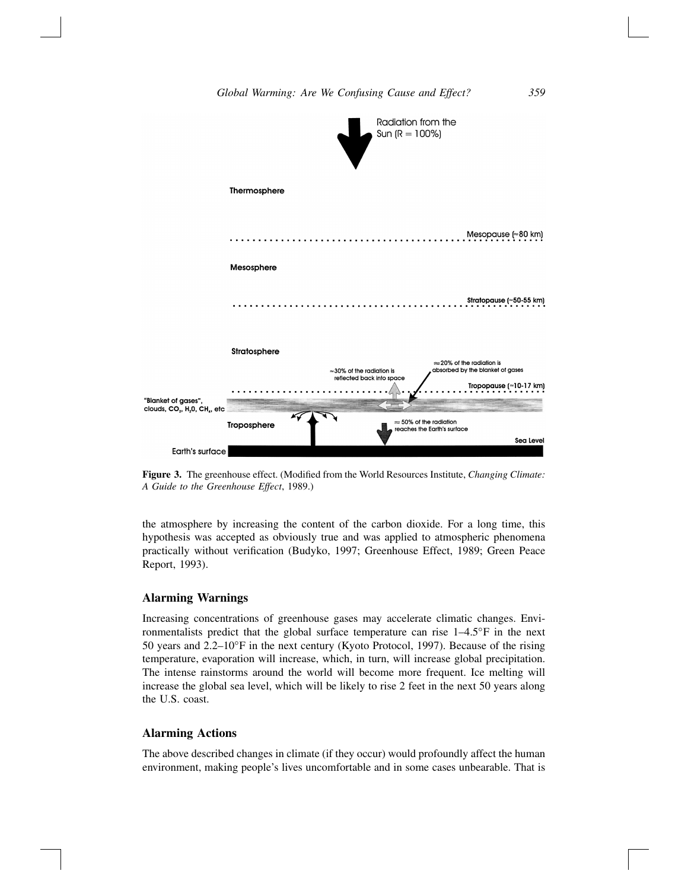**Figure 3.** The greenhouse effect. (Modified from the World Resources Institute, *Changing Climate: A Guide to the Greenhouse Effect*, 1989.)

the atmosphere by increasing the content of the carbon dioxide. For a long time, this hypothesis was accepted as obviously true and was applied to atmospheric phenomena practically without verification (Budyko, 1997; Greenhouse Effect, 1989; Green Peace Report, 1993).

## Alarming Warnings

Increasing concentrations of greenhouse gases may accelerate climatic changes. Environmentalists predict that the global surface temperature can rise 1–4.5°F in the next 50 years and 2.2–10°F in the next century (Kyoto Protocol, 1997). Because of the rising temperature, evaporation will increase, which, in turn, will increase global precipitation. The intense rainstorms around the world will become more frequent. Ice melting will increase the global sea level, which will be likely to rise 2 feet in the next 50 years along the U.S. coast.

## Alarming Actions

The above described changes in climate (if they occur) would profoundly affect the human environment, making people's lives uncomfortable and in some cases unbearable. That is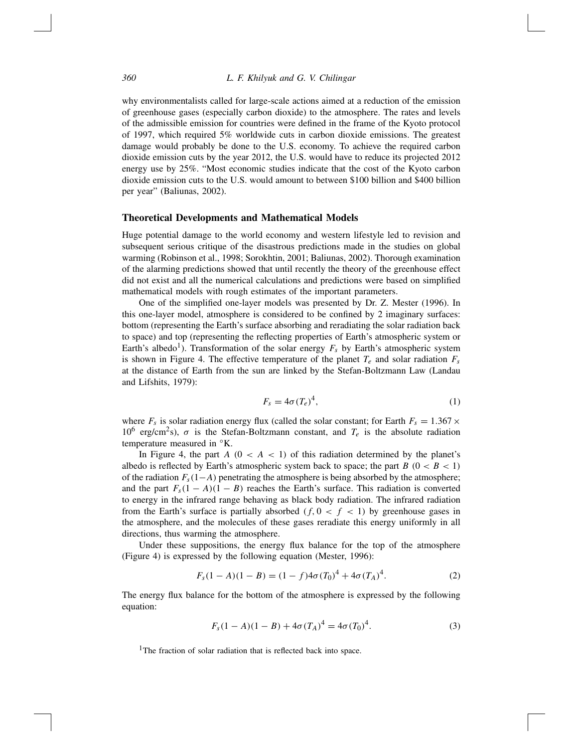why environmentalists called for large-scale actions aimed at a reduction of the emission of greenhouse gases (especially carbon dioxide) to the atmosphere. The rates and levels of the admissible emission for countries were defined in the frame of the Kyoto protocol of 1997, which required 5% worldwide cuts in carbon dioxide emissions. The greatest damage would probably be done to the U.S. economy. To achieve the required carbon dioxide emission cuts by the year 2012, the U.S. would have to reduce its projected 2012 energy use by 25%. "Most economic studies indicate that the cost of the Kyoto carbon dioxide emission cuts to the U.S. would amount to between \$100 billion and \$400 billion per year" (Baliunas, 2002).

## Theoretical Developments and Mathematical Models

Huge potential damage to the world economy and western lifestyle led to revision and subsequent serious critique of the disastrous predictions made in the studies on global warming (Robinson et al., 1998; Sorokhtin, 2001; Baliunas, 2002). Thorough examination of the alarming predictions showed that until recently the theory of the greenhouse effect did not exist and all the numerical calculations and predictions were based on simplified mathematical models with rough estimates of the important parameters.

One of the simplified one-layer models was presented by Dr. Z. Mester (1996). In this one-layer model, atmosphere is considered to be confined by 2 imaginary surfaces: bottom (representing the Earth's surface absorbing and reradiating the solar radiation back to space) and top (representing the reflecting properties of Earth's atmospheric system or Earth's albedo[1]). Transformation of the solar energy $F_s$ by Earth's atmospheric system is shown in Figure 4. The effective temperature of the planet $T_e$ and solar radiation $F_s$ at the distance of Earth from the sun are linked by the Stefan-Boltzmann Law (Landau and Lifshits, 1979):

$$F_s = 4\sigma (T_e)^4, \tag{1}$$

where $F_s$ is solar radiation energy flux (called the solar constant; for Earth $F_s = 1.367 \times 10^6$ erg/cm$^2$s), $\sigma$ is the Stefan-Boltzmann constant, and $T_e$ is the absolute radiation temperature measured in °K.

In Figure 4, the part $A$ $(0 < A < 1)$ of this radiation determined by the planet's albedo is reflected by Earth's atmospheric system back to space; the part $B$ $(0 < B < 1)$ of the radiation $F_s(1-A)$ penetrating the atmosphere is being absorbed by the atmosphere; and the part $F_s(1 - A)(1 - B)$ reaches the Earth's surface. This radiation is converted to energy in the infrared range behaving as black body radiation. The infrared radiation from the Earth's surface is partially absorbed $(f, 0 < f < 1)$ by greenhouse gases in the atmosphere, and the molecules of these gases reradiate this energy uniformly in all directions, thus warming the atmosphere.

Under these suppositions, the energy flux balance for the top of the atmosphere (Figure 4) is expressed by the following equation (Mester, 1996):

$$F_s(1 - A)(1 - B) = (1 - f)4\sigma (T_0)^4 + 4\sigma (T_A)^4. \tag{2}$$

The energy flux balance for the bottom of the atmosphere is expressed by the following equation:

$$F_s(1 - A)(1 - B) + 4\sigma (T_A)^4 = 4\sigma (T_0)^4. \tag{3}$$

[1] The fraction of solar radiation that is reflected back into space.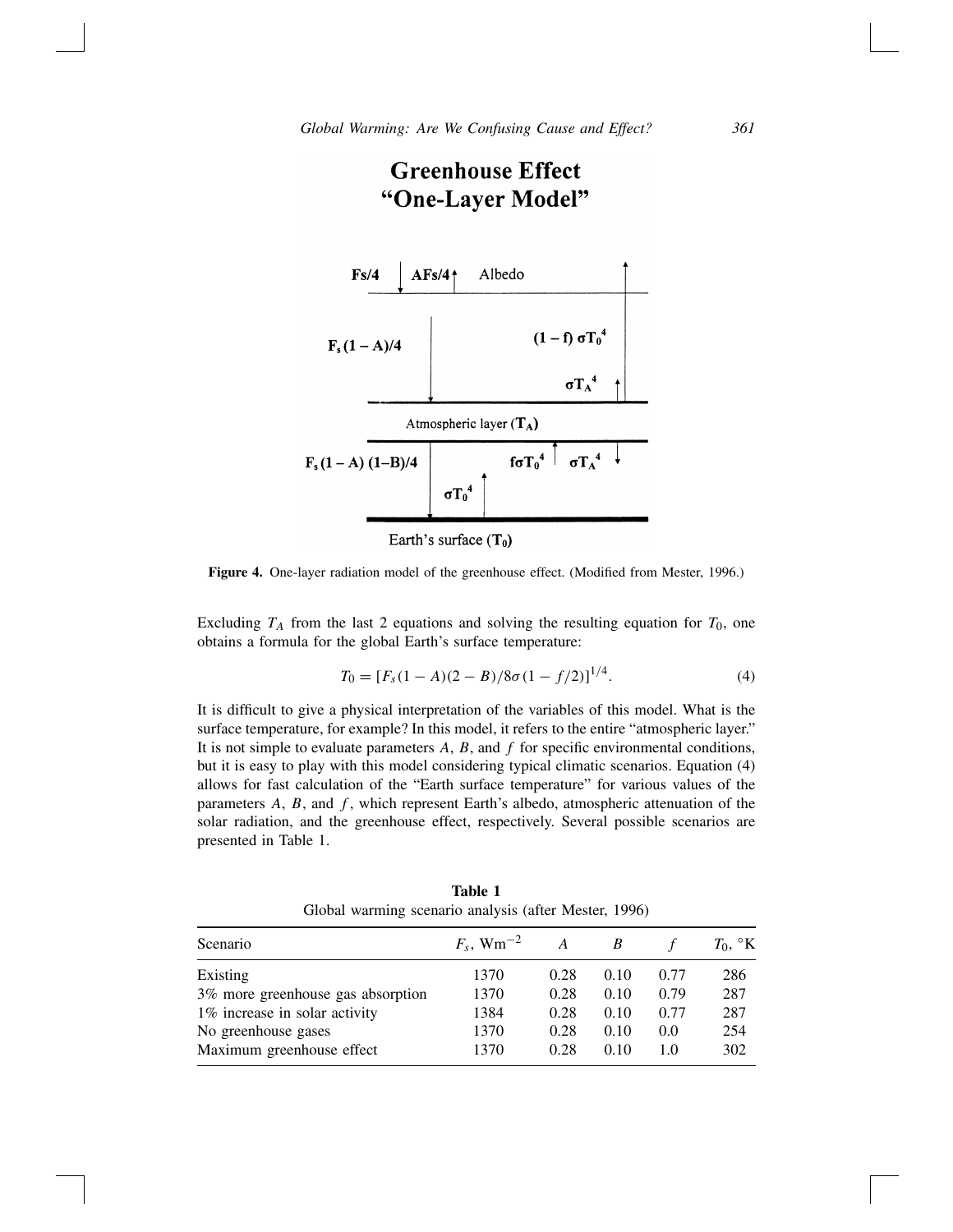**Figure 4.** One-layer radiation model of the greenhouse effect. (Modified from Mester, 1996.)

Excluding $T_A$ from the last 2 equations and solving the resulting equation for $T_0$, one obtains a formula for the global Earth's surface temperature:

$$T_0 = [F_s(1 - A)(2 - B)/8\sigma(1 - f/2)]^{1/4}. \tag{4}$$

It is difficult to give a physical interpretation of the variables of this model. What is the surface temperature, for example? In this model, it refers to the entire "atmospheric layer." It is not simple to evaluate parameters $A$, $B$, and $f$ for specific environmental conditions, but it is easy to play with this model considering typical climatic scenarios. Equation (4) allows for fast calculation of the "Earth surface temperature" for various values of the parameters $A$, $B$, and $f$, which represent Earth's albedo, atmospheric attenuation of the solar radiation, and the greenhouse effect, respectively. Several possible scenarios are presented in Table 1.

**Table 1**
Global warming scenario analysis (after Mester, 1996)

| Scenario | $F_s$, $\mathrm{Wm}^{-2}$ | $A$ | $B$ | $f$ | $T_0$, °K |
|---|---|---|---|---|---|
| Existing | 1370 | 0.28 | 0.10 | 0.77 | 286 |
| 3% more greenhouse gas absorption | 1370 | 0.28 | 0.10 | 0.79 | 287 |
| 1% increase in solar activity | 1384 | 0.28 | 0.10 | 0.77 | 287 |
| No greenhouse gases | 1370 | 0.28 | 0.10 | 0.0 | 254 |
| Maximum greenhouse effect | 1370 | 0.28 | 0.10 | 1.0 | 302 |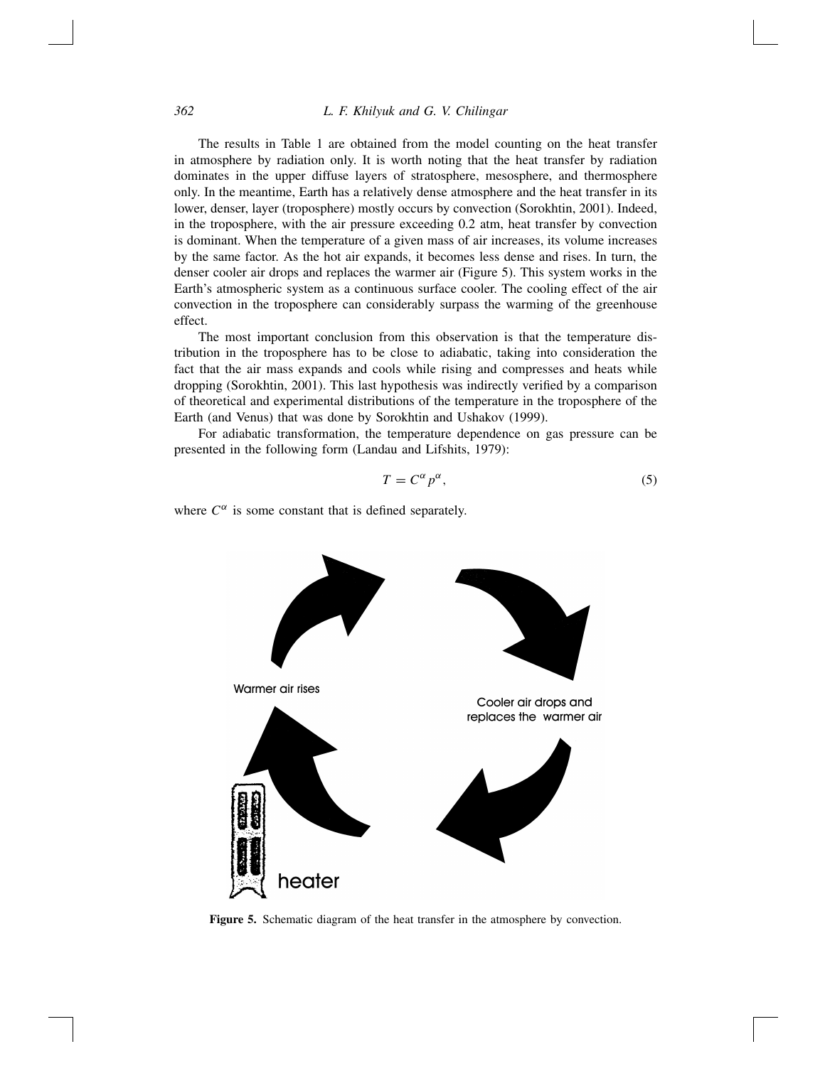The results in Table 1 are obtained from the model counting on the heat transfer in atmosphere by radiation only. It is worth noting that the heat transfer by radiation dominates in the upper diffuse layers of stratosphere, mesosphere, and thermosphere only. In the meantime, Earth has a relatively dense atmosphere and the heat transfer in its lower, denser, layer (troposphere) mostly occurs by convection (Sorokhtin, 2001). Indeed, in the troposphere, with the air pressure exceeding 0.2 atm, heat transfer by convection is dominant. When the temperature of a given mass of air increases, its volume increases by the same factor. As the hot air expands, it becomes less dense and rises. In turn, the denser cooler air drops and replaces the warmer air (Figure 5). This system works in the Earth's atmospheric system as a continuous surface cooler. The cooling effect of the air convection in the troposphere can considerably surpass the warming of the greenhouse effect.

The most important conclusion from this observation is that the temperature distribution in the troposphere has to be close to adiabatic, taking into consideration the fact that the air mass expands and cools while rising and compresses and heats while dropping (Sorokhtin, 2001). This last hypothesis was indirectly verified by a comparison of theoretical and experimental distributions of the temperature in the troposphere of the Earth (and Venus) that was done by Sorokhtin and Ushakov (1999).

For adiabatic transformation, the temperature dependence on gas pressure can be presented in the following form (Landau and Lifshits, 1979):

$$T = C^{\alpha} p^{\alpha}, \tag{5}$$

where $C^{\alpha}$ is some constant that is defined separately.

**Figure 5.** Schematic diagram of the heat transfer in the atmosphere by convection.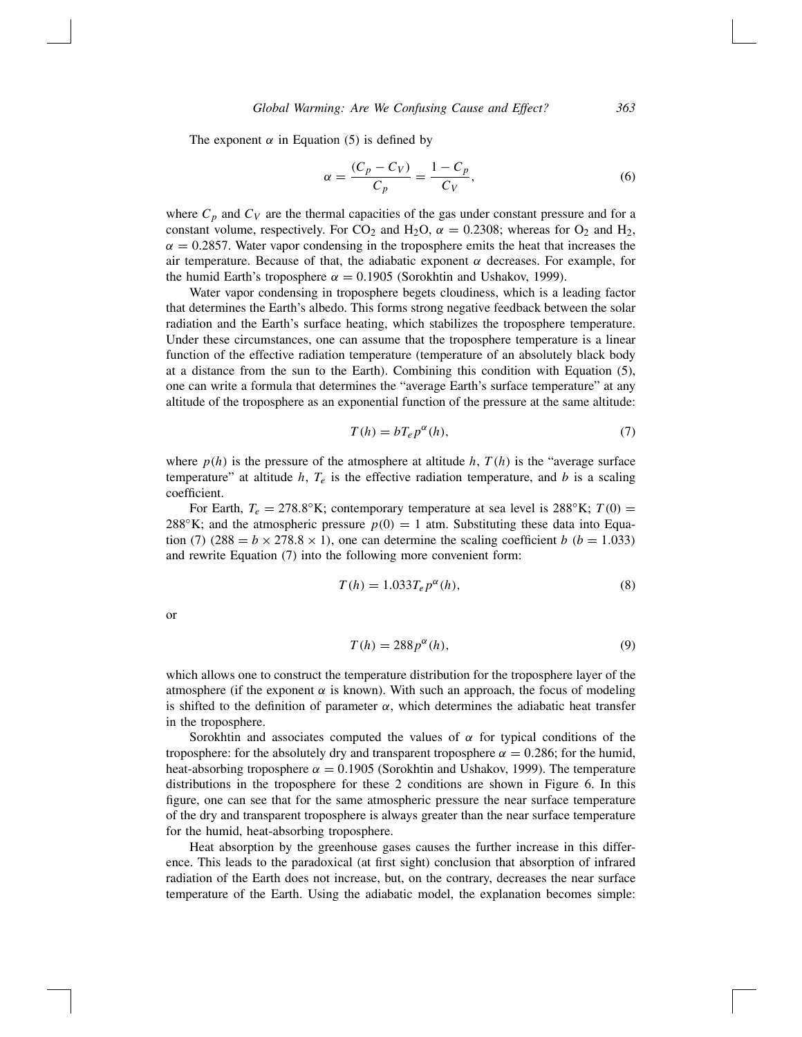The exponent $\alpha$ in Equation (5) is defined by

$$\alpha = \frac{(C_p - C_V)}{C_p} = \frac{1 - C_p}{C_V}, \tag{6}$$

where $C_p$ and $C_V$ are the thermal capacities of the gas under constant pressure and for a constant volume, respectively. For $CO_2$ and $H_2O$, $\alpha = 0.2308$; whereas for $O_2$ and $H_2$, $\alpha = 0.2857$. Water vapor condensing in the troposphere emits the heat that increases the air temperature. Because of that, the adiabatic exponent $\alpha$ decreases. For example, for the humid Earth's troposphere $\alpha = 0.1905$ (Sorokhtin and Ushakov, 1999).

Water vapor condensing in troposphere begets cloudiness, which is a leading factor that determines the Earth's albedo. This forms strong negative feedback between the solar radiation and the Earth's surface heating, which stabilizes the troposphere temperature. Under these circumstances, one can assume that the troposphere temperature is a linear function of the effective radiation temperature (temperature of an absolutely black body at a distance from the sun to the Earth). Combining this condition with Equation (5), one can write a formula that determines the "average Earth's surface temperature" at any altitude of the troposphere as an exponential function of the pressure at the same altitude:

$$T(h) = bT_e p^{\alpha}(h), \tag{7}$$

where $p(h)$ is the pressure of the atmosphere at altitude $h$, $T(h)$ is the "average surface temperature" at altitude $h$, $T_e$ is the effective radiation temperature, and $b$ is a scaling coefficient.

For Earth, $T_e = 278.8°K$; contemporary temperature at sea level is $288°K$; $T(0) = 288°K$; and the atmospheric pressure $p(0) = 1$ atm. Substituting these data into Equation (7) ($288 = b \times 278.8 \times 1$), one can determine the scaling coefficient $b$ ($b = 1.033$) and rewrite Equation (7) into the following more convenient form:

$$T(h) = 1.033T_e p^{\alpha}(h), \tag{8}$$

or

$$T(h) = 288p^{\alpha}(h), \tag{9}$$

which allows one to construct the temperature distribution for the troposphere layer of the atmosphere (if the exponent $\alpha$ is known). With such an approach, the focus of modeling is shifted to the definition of parameter $\alpha$, which determines the adiabatic heat transfer in the troposphere.

Sorokhtin and associates computed the values of $\alpha$ for typical conditions of the troposphere: for the absolutely dry and transparent troposphere $\alpha = 0.286$; for the humid, heat-absorbing troposphere $\alpha = 0.1905$ (Sorokhtin and Ushakov, 1999). The temperature distributions in the troposphere for these 2 conditions are shown in Figure 6. In this figure, one can see that for the same atmospheric pressure the near surface temperature of the dry and transparent troposphere is always greater than the near surface temperature for the humid, heat-absorbing troposphere.

Heat absorption by the greenhouse gases causes the further increase in this difference. This leads to the paradoxical (at first sight) conclusion that absorption of infrared radiation of the Earth does not increase, but, on the contrary, decreases the near surface temperature of the Earth. Using the adiabatic model, the explanation becomes simple: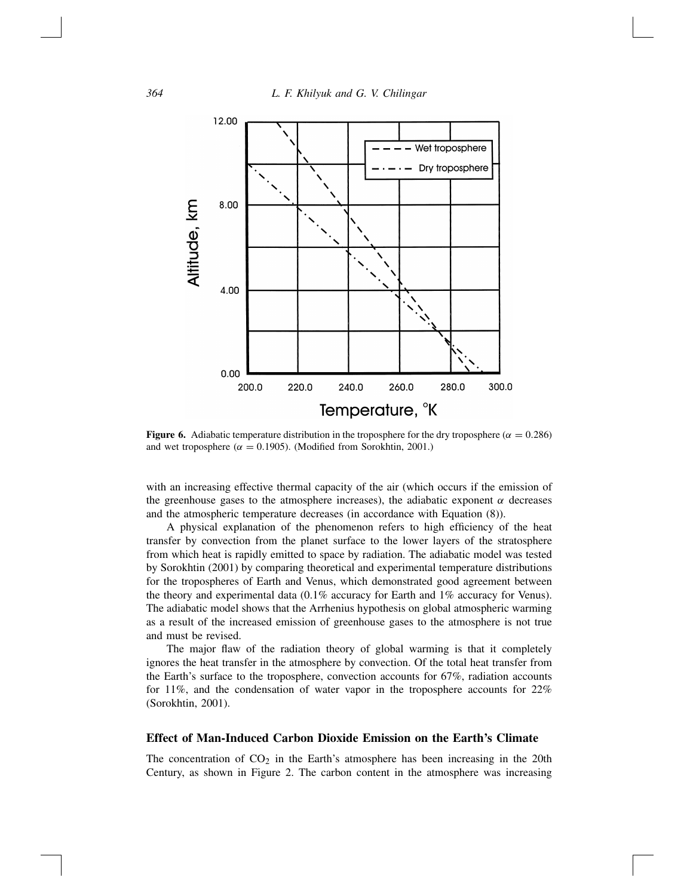**Figure 6.** Adiabatic temperature distribution in the troposphere for the dry troposphere ($\alpha = 0.286$) and wet troposphere ($\alpha = 0.1905$). (Modified from Sorokhtin, 2001.)

with an increasing effective thermal capacity of the air (which occurs if the emission of the greenhouse gases to the atmosphere increases), the adiabatic exponent $\alpha$ decreases and the atmospheric temperature decreases (in accordance with Equation (8)).

A physical explanation of the phenomenon refers to high efficiency of the heat transfer by convection from the planet surface to the lower layers of the stratosphere from which heat is rapidly emitted to space by radiation. The adiabatic model was tested by Sorokhtin (2001) by comparing theoretical and experimental temperature distributions for the tropospheres of Earth and Venus, which demonstrated good agreement between the theory and experimental data (0.1% accuracy for Earth and 1% accuracy for Venus). The adiabatic model shows that the Arrhenius hypothesis on global atmospheric warming as a result of the increased emission of greenhouse gases to the atmosphere is not true and must be revised.

The major flaw of the radiation theory of global warming is that it completely ignores the heat transfer in the atmosphere by convection. Of the total heat transfer from the Earth's surface to the troposphere, convection accounts for 67%, radiation accounts for 11%, and the condensation of water vapor in the troposphere accounts for 22% (Sorokhtin, 2001).

## Effect of Man-Induced Carbon Dioxide Emission on the Earth's Climate

The concentration of $CO_2$ in the Earth's atmosphere has been increasing in the 20th Century, as shown in Figure 2. The carbon content in the atmosphere was increasing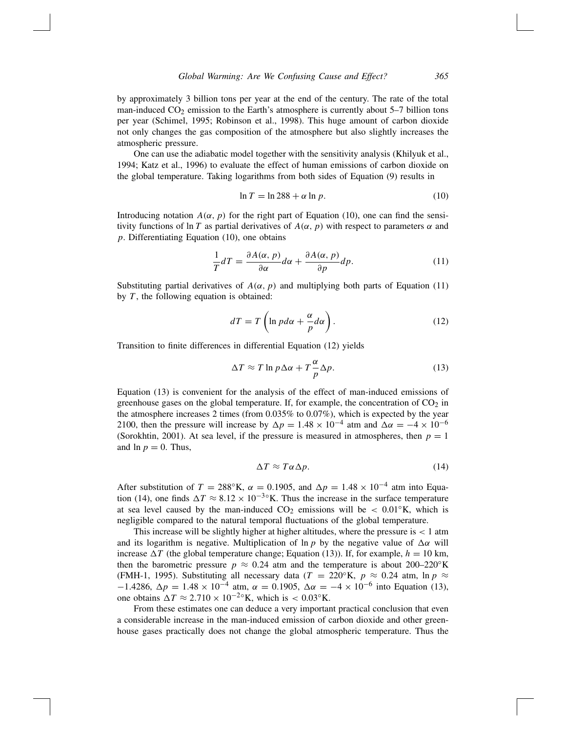by approximately 3 billion tons per year at the end of the century. The rate of the total man-induced $CO_2$ emission to the Earth's atmosphere is currently about 5–7 billion tons per year (Schimel, 1995; Robinson et al., 1998). This huge amount of carbon dioxide not only changes the gas composition of the atmosphere but also slightly increases the atmospheric pressure.

One can use the adiabatic model together with the sensitivity analysis (Khilyuk et al., 1994; Katz et al., 1996) to evaluate the effect of human emissions of carbon dioxide on the global temperature. Taking logarithms from both sides of Equation (9) results in

$$\ln T = \ln 288 + \alpha \ln p. \tag{10}$$

Introducing notation $A(\alpha, p)$ for the right part of Equation (10), one can find the sensitivity functions of $\ln T$ as partial derivatives of $A(\alpha, p)$ with respect to parameters $\alpha$ and $p$. Differentiating Equation (10), one obtains

$$\frac{1}{T} dT = \frac{\partial A(\alpha, p)}{\partial \alpha} d\alpha + \frac{\partial A(\alpha, p)}{\partial p} dp. \tag{11}$$

Substituting partial derivatives of $A(\alpha, p)$ and multiplying both parts of Equation (11) by $T$, the following equation is obtained:

$$dT = T \left( \ln p d\alpha + \frac{\alpha}{p} d\alpha \right). \tag{12}$$

Transition to finite differences in differential Equation (12) yields

$$\Delta T \approx T \ln p \Delta\alpha + T \frac{\alpha}{p} \Delta p. \tag{13}$$

Equation (13) is convenient for the analysis of the effect of man-induced emissions of greenhouse gases on the global temperature. If, for example, the concentration of $CO_2$ in the atmosphere increases 2 times (from 0.035% to 0.07%), which is expected by the year 2100, then the pressure will increase by $\Delta p = 1.48 \times 10^{-4}$ atm and $\Delta\alpha = -4 \times 10^{-6}$ (Sorokhtin, 2001). At sea level, if the pressure is measured in atmospheres, then $p = 1$ and $\ln p = 0$. Thus,

$$\Delta T \approx T \alpha \Delta p. \tag{14}$$

After substitution of $T = 288°\text{K}$, $\alpha = 0.1905$, and $\Delta p = 1.48 \times 10^{-4}$ atm into Equation (14), one finds $\Delta T \approx 8.12 \times 10^{-3}°\text{K}$. Thus the increase in the surface temperature at sea level caused by the man-induced $CO_2$ emissions will be $< 0.01°\text{K}$, which is negligible compared to the natural temporal fluctuations of the global temperature.

This increase will be slightly higher at higher altitudes, where the pressure is $< 1$ atm and its logarithm is negative. Multiplication of $\ln p$ by the negative value of $\Delta\alpha$ will increase $\Delta T$ (the global temperature change; Equation (13)). If, for example, $h = 10$ km, then the barometric pressure $p \approx 0.24$ atm and the temperature is about 200–220°K (FMH-1, 1995). Substituting all necessary data ($T = 220°\text{K}$, $p \approx 0.24$ atm, $\ln p \approx -1.4286$, $\Delta p = 1.48 \times 10^{-4}$ atm, $\alpha = 0.1905$, $\Delta\alpha = -4 \times 10^{-6}$ into Equation (13), one obtains $\Delta T \approx 2.710 \times 10^{-2}°\text{K}$, which is $< 0.03°\text{K}$.

From these estimates one can deduce a very important practical conclusion that even a considerable increase in the man-induced emission of carbon dioxide and other greenhouse gases practically does not change the global atmospheric temperature. Thus the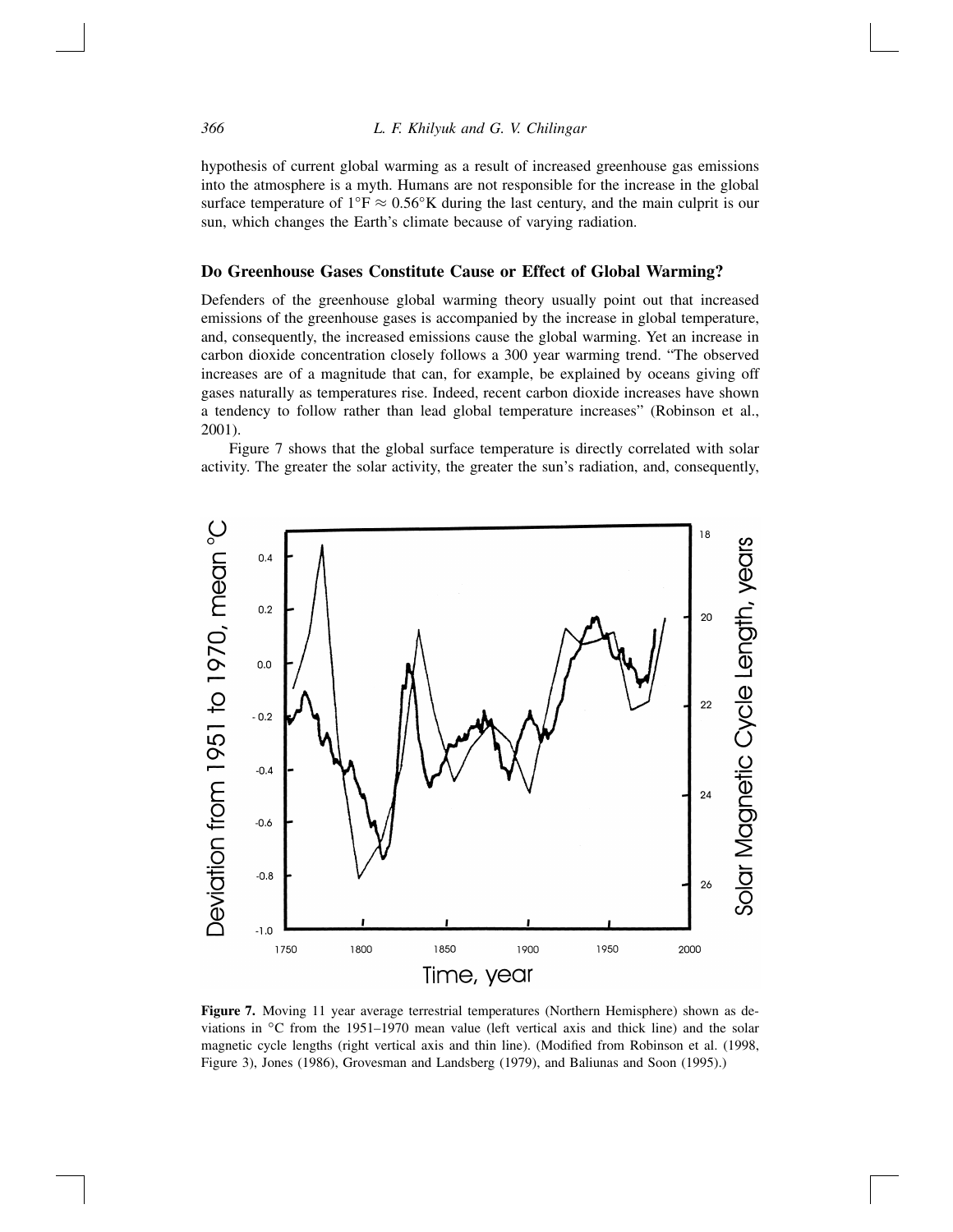hypothesis of current global warming as a result of increased greenhouse gas emissions into the atmosphere is a myth. Humans are not responsible for the increase in the global surface temperature of $1°F \approx 0.56°K$ during the last century, and the main culprit is our sun, which changes the Earth's climate because of varying radiation.

## Do Greenhouse Gases Constitute Cause or Effect of Global Warming?

Defenders of the greenhouse global warming theory usually point out that increased emissions of the greenhouse gases is accompanied by the increase in global temperature, and, consequently, the increased emissions cause the global warming. Yet an increase in carbon dioxide concentration closely follows a 300 year warming trend. "The observed increases are of a magnitude that can, for example, be explained by oceans giving off gases naturally as temperatures rise. Indeed, recent carbon dioxide increases have shown a tendency to follow rather than lead global temperature increases" (Robinson et al., 2001).

Figure 7 shows that the global surface temperature is directly correlated with solar activity. The greater the solar activity, the greater the sun's radiation, and, consequently,

**Figure 7.** Moving 11 year average terrestrial temperatures (Northern Hemisphere) shown as deviations in °C from the 1951–1970 mean value (left vertical axis and thick line) and the solar magnetic cycle lengths (right vertical axis and thin line). (Modified from Robinson et al. (1998, Figure 3), Jones (1986), Grovesman and Landsberg (1979), and Baliunas and Soon (1995).)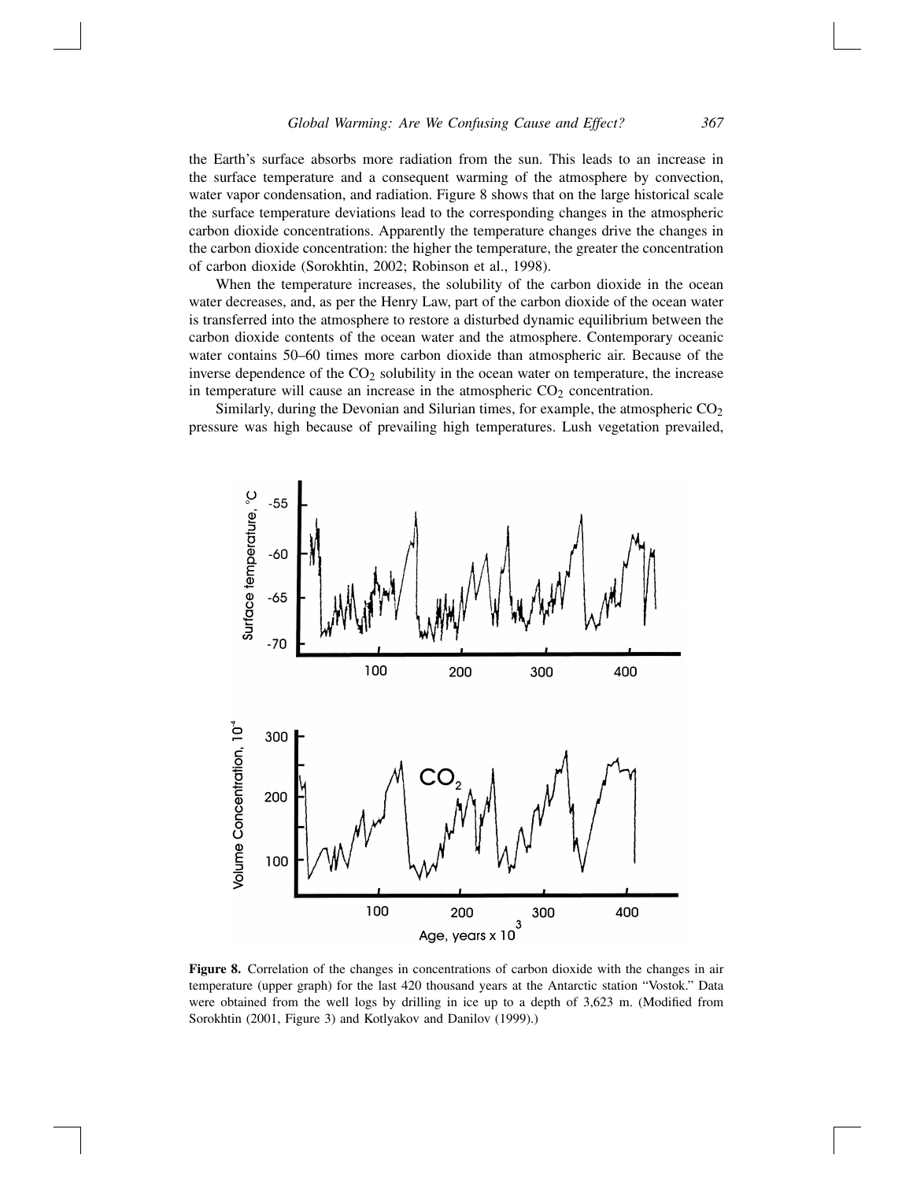the Earth's surface absorbs more radiation from the sun. This leads to an increase in the surface temperature and a consequent warming of the atmosphere by convection, water vapor condensation, and radiation. Figure 8 shows that on the large historical scale the surface temperature deviations lead to the corresponding changes in the atmospheric carbon dioxide concentrations. Apparently the temperature changes drive the changes in the carbon dioxide concentration: the higher the temperature, the greater the concentration of carbon dioxide (Sorokhtin, 2002; Robinson et al., 1998).

When the temperature increases, the solubility of the carbon dioxide in the ocean water decreases, and, as per the Henry Law, part of the carbon dioxide of the ocean water is transferred into the atmosphere to restore a disturbed dynamic equilibrium between the carbon dioxide contents of the ocean water and the atmosphere. Contemporary oceanic water contains 50–60 times more carbon dioxide than atmospheric air. Because of the inverse dependence of the $CO_2$ solubility in the ocean water on temperature, the increase in temperature will cause an increase in the atmospheric $CO_2$ concentration.

Similarly, during the Devonian and Silurian times, for example, the atmospheric $CO_2$ pressure was high because of prevailing high temperatures. Lush vegetation prevailed,

**Figure 8.** Correlation of the changes in concentrations of carbon dioxide with the changes in air temperature (upper graph) for the last 420 thousand years at the Antarctic station "Vostok." Data were obtained from the well logs by drilling in ice up to a depth of 3,623 m. (Modified from Sorokhtin (2001, Figure 3) and Kotlyakov and Danilov (1999).)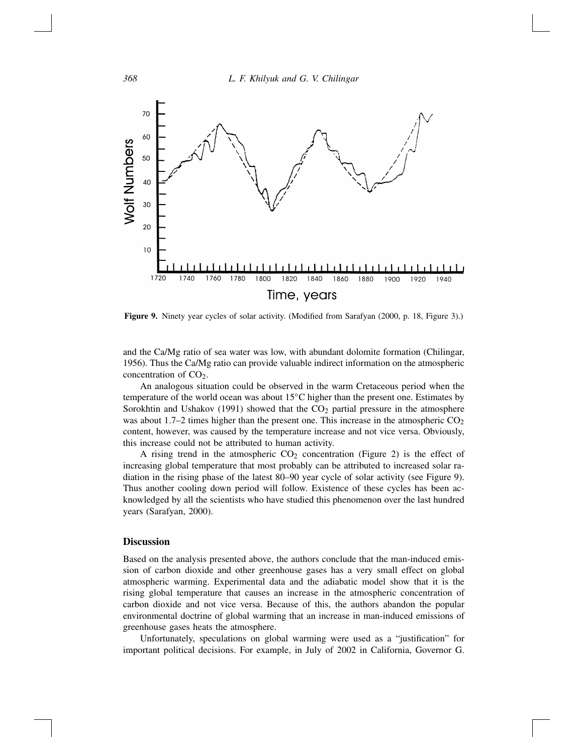**Figure 9.** Ninety year cycles of solar activity. (Modified from Sarafyan (2000, p. 18, Figure 3).)

and the Ca/Mg ratio of sea water was low, with abundant dolomite formation (Chilingar, 1956). Thus the Ca/Mg ratio can provide valuable indirect information on the atmospheric concentration of $CO_2$.

An analogous situation could be observed in the warm Cretaceous period when the temperature of the world ocean was about 15°C higher than the present one. Estimates by Sorokhtin and Ushakov (1991) showed that the $CO_2$ partial pressure in the atmosphere was about 1.7–2 times higher than the present one. This increase in the atmospheric $CO_2$ content, however, was caused by the temperature increase and not vice versa. Obviously, this increase could not be attributed to human activity.

A rising trend in the atmospheric $CO_2$ concentration (Figure 2) is the effect of increasing global temperature that most probably can be attributed to increased solar radiation in the rising phase of the latest 80–90 year cycle of solar activity (see Figure 9). Thus another cooling down period will follow. Existence of these cycles has been acknowledged by all the scientists who have studied this phenomenon over the last hundred years (Sarafyan, 2000).

## Discussion

Based on the analysis presented above, the authors conclude that the man-induced emission of carbon dioxide and other greenhouse gases has a very small effect on global atmospheric warming. Experimental data and the adiabatic model show that it is the rising global temperature that causes an increase in the atmospheric concentration of carbon dioxide and not vice versa. Because of this, the authors abandon the popular environmental doctrine of global warming that an increase in man-induced emissions of greenhouse gases heats the atmosphere.

Unfortunately, speculations on global warming were used as a "justification" for important political decisions. For example, in July of 2002 in California, Governor G.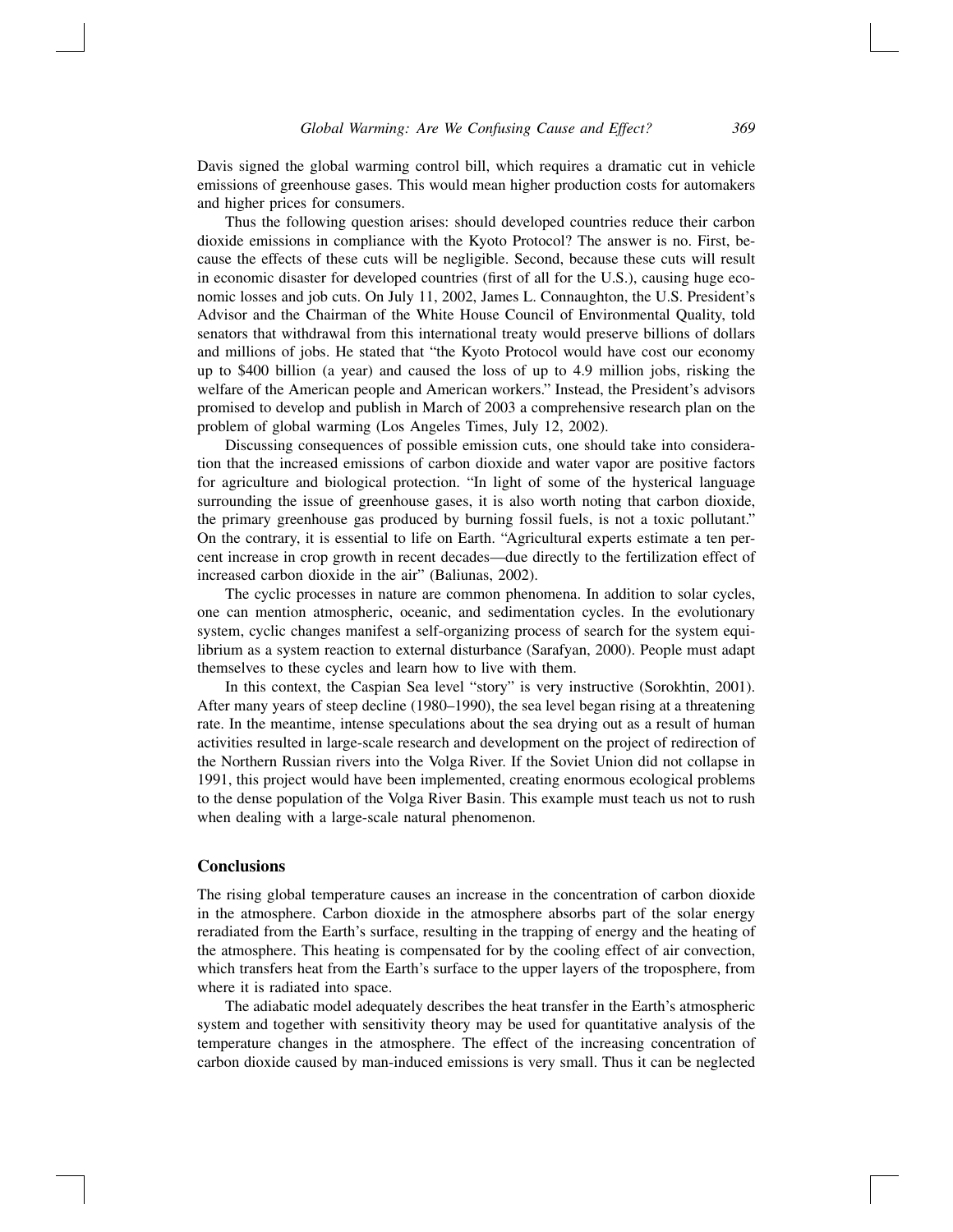Davis signed the global warming control bill, which requires a dramatic cut in vehicle emissions of greenhouse gases. This would mean higher production costs for automakers and higher prices for consumers.

Thus the following question arises: should developed countries reduce their carbon dioxide emissions in compliance with the Kyoto Protocol? The answer is no. First, because the effects of these cuts will be negligible. Second, because these cuts will result in economic disaster for developed countries (first of all for the U.S.), causing huge economic losses and job cuts. On July 11, 2002, James L. Connaughton, the U.S. President's Advisor and the Chairman of the White House Council of Environmental Quality, told senators that withdrawal from this international treaty would preserve billions of dollars and millions of jobs. He stated that "the Kyoto Protocol would have cost our economy up to \$400 billion (a year) and caused the loss of up to 4.9 million jobs, risking the welfare of the American people and American workers." Instead, the President's advisors promised to develop and publish in March of 2003 a comprehensive research plan on the problem of global warming (Los Angeles Times, July 12, 2002).

Discussing consequences of possible emission cuts, one should take into consideration that the increased emissions of carbon dioxide and water vapor are positive factors for agriculture and biological protection. "In light of some of the hysterical language surrounding the issue of greenhouse gases, it is also worth noting that carbon dioxide, the primary greenhouse gas produced by burning fossil fuels, is not a toxic pollutant." On the contrary, it is essential to life on Earth. "Agricultural experts estimate a ten percent increase in crop growth in recent decades—due directly to the fertilization effect of increased carbon dioxide in the air" (Baliunas, 2002).

The cyclic processes in nature are common phenomena. In addition to solar cycles, one can mention atmospheric, oceanic, and sedimentation cycles. In the evolutionary system, cyclic changes manifest a self-organizing process of search for the system equilibrium as a system reaction to external disturbance (Sarafyan, 2000). People must adapt themselves to these cycles and learn how to live with them.

In this context, the Caspian Sea level "story" is very instructive (Sorokhtin, 2001). After many years of steep decline (1980–1990), the sea level began rising at a threatening rate. In the meantime, intense speculations about the sea drying out as a result of human activities resulted in large-scale research and development on the project of redirection of the Northern Russian rivers into the Volga River. If the Soviet Union did not collapse in 1991, this project would have been implemented, creating enormous ecological problems to the dense population of the Volga River Basin. This example must teach us not to rush when dealing with a large-scale natural phenomenon.

## Conclusions

The rising global temperature causes an increase in the concentration of carbon dioxide in the atmosphere. Carbon dioxide in the atmosphere absorbs part of the solar energy reradiated from the Earth's surface, resulting in the trapping of energy and the heating of the atmosphere. This heating is compensated for by the cooling effect of air convection, which transfers heat from the Earth's surface to the upper layers of the troposphere, from where it is radiated into space.

The adiabatic model adequately describes the heat transfer in the Earth's atmospheric system and together with sensitivity theory may be used for quantitative analysis of the temperature changes in the atmosphere. The effect of the increasing concentration of carbon dioxide caused by man-induced emissions is very small. Thus it can be neglected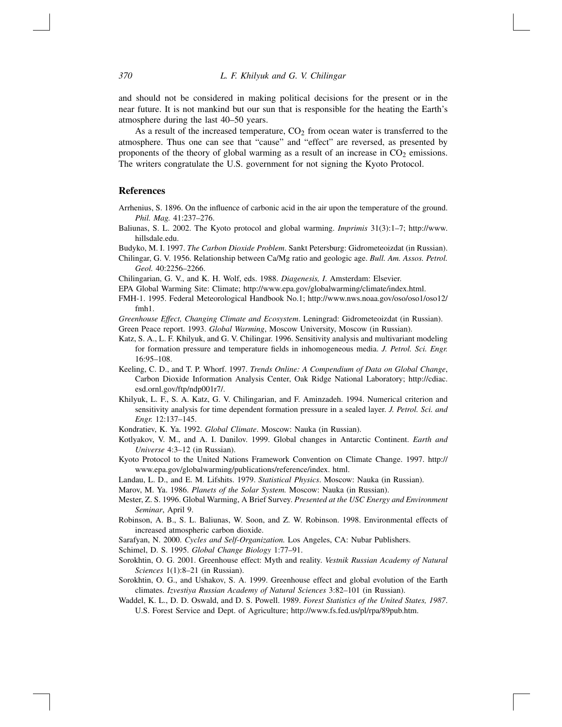and should not be considered in making political decisions for the present or in the near future. It is not mankind but our sun that is responsible for the heating the Earth's atmosphere during the last 40–50 years.

As a result of the increased temperature, $CO_2$ from ocean water is transferred to the atmosphere. Thus one can see that "cause" and "effect" are reversed, as presented by proponents of the theory of global warming as a result of an increase in $CO_2$ emissions. The writers congratulate the U.S. government for not signing the Kyoto Protocol.

## References

Arrhenius, S. 1896. On the influence of carbonic acid in the air upon the temperature of the ground. *Phil. Mag.* 41:237–276.

Baliunas, S. L. 2002. The Kyoto protocol and global warming. *Imprimis* 31(3):1–7; http://www.hillsdale.edu.

Budyko, M. I. 1997. *The Carbon Dioxide Problem*. Sankt Petersburg: Gidrometeoizdat (in Russian).

Chilingar, G. V. 1956. Relationship between Ca/Mg ratio and geologic age. *Bull. Am. Assos. Petrol. Geol.* 40:2256–2266.

Chilingarian, G. V., and K. H. Wolf, eds. 1988. *Diagenesis, I*. Amsterdam: Elsevier.

EPA Global Warming Site: Climate; http://www.epa.gov/globalwarming/climate/index.html.

FMH-1. 1995. Federal Meteorological Handbook No.1; http://www.nws.noaa.gov/oso/oso1/oso12/fmh1.

*Greenhouse Effect, Changing Climate and Ecosystem*. Leningrad: Gidrometeoizdat (in Russian).

Green Peace report. 1993. *Global Warming*, Moscow University, Moscow (in Russian).

Katz, S. A., L. F. Khilyuk, and G. V. Chilingar. 1996. Sensitivity analysis and multivariant modeling for formation pressure and temperature fields in inhomogeneous media. *J. Petrol. Sci. Engr.* 16:95–108.

Keeling, C. D., and T. P. Whorf. 1997. *Trends Online: A Compendium of Data on Global Change*, Carbon Dioxide Information Analysis Center, Oak Ridge National Laboratory; http://cdiac.esd.ornl.gov/ftp/ndp001r7/.

Khilyuk, L. F., S. A. Katz, G. V. Chilingarian, and F. Aminzadeh. 1994. Numerical criterion and sensitivity analysis for time dependent formation pressure in a sealed layer. *J. Petrol. Sci. and Engr.* 12:137–145.

Kondratiev, K. Ya. 1992. *Global Climate*. Moscow: Nauka (in Russian).

Kotlyakov, V. M., and A. I. Danilov. 1999. Global changes in Antarctic Continent. *Earth and Universe* 4:3–12 (in Russian).

Kyoto Protocol to the United Nations Framework Convention on Climate Change. 1997. http://www.epa.gov/globalwarming/publications/reference/index. html.

Landau, L. D., and E. M. Lifshits. 1979. *Statistical Physics*. Moscow: Nauka (in Russian).

Marov, M. Ya. 1986. *Planets of the Solar System.* Moscow: Nauka (in Russian).

Mester, Z. S. 1996. Global Warming, A Brief Survey. *Presented at the USC Energy and Environment Seminar*, April 9.

Robinson, A. B., S. L. Baliunas, W. Soon, and Z. W. Robinson. 1998. Environmental effects of increased atmospheric carbon dioxide.

Sarafyan, N. 2000. *Cycles and Self-Organization.* Los Angeles, CA: Nubar Publishers.

Schimel, D. S. 1995. *Global Change Biology* 1:77–91.

Sorokhtin, O. G. 2001. Greenhouse effect: Myth and reality. *Vestnik Russian Academy of Natural Sciences* 1(1):8–21 (in Russian).

Sorokhtin, O. G., and Ushakov, S. A. 1999. Greenhouse effect and global evolution of the Earth climates. *Izvestiya Russian Academy of Natural Sciences* 3:82–101 (in Russian).

Waddel, K. L., D. D. Oswald, and D. S. Powell. 1989. *Forest Statistics of the United States, 1987*. U.S. Forest Service and Dept. of Agriculture; http://www.fs.fed.us/pl/rpa/89pub.htm.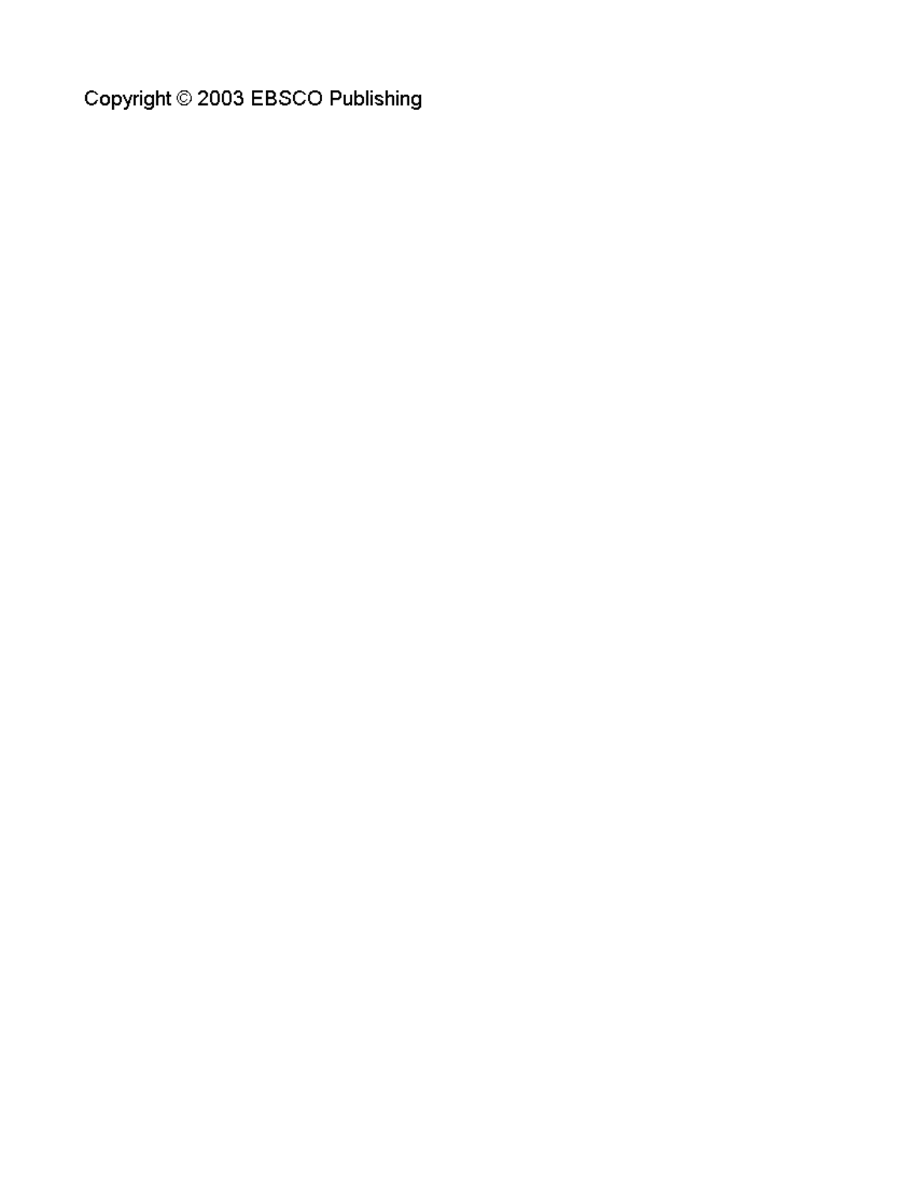Copyright © 2003 EBSCO Publishing